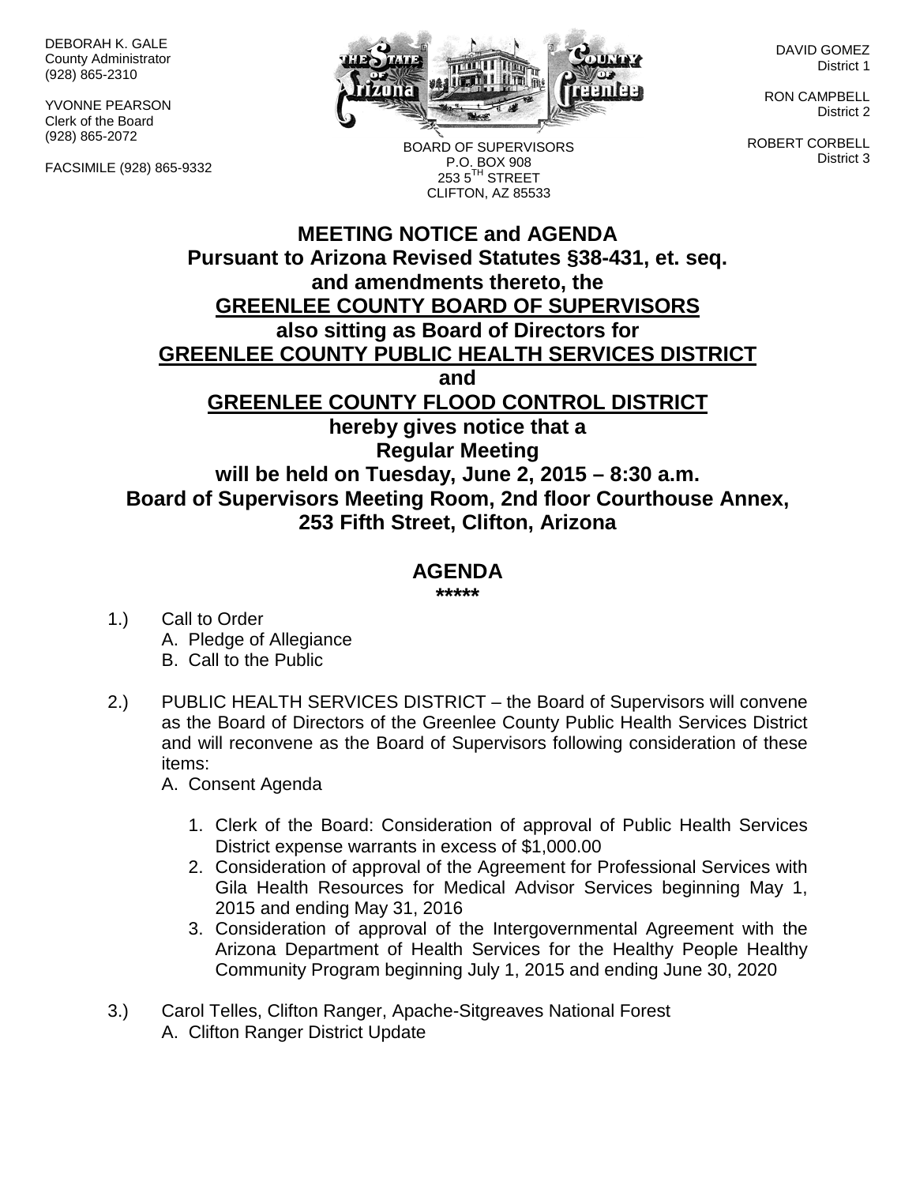DEBORAH K. GALE
County Administrator
(928) 865-2310

YVONNE PEARSON
Clerk of the Board
(928) 865-2072

FACSIMILE (928) 865-9332

BOARD OF SUPERVISORS
P.O. BOX 908
253 5TH STREET
CLIFTON, AZ 85533

DAVID GOMEZ
District 1

RON CAMPBELL
District 2

ROBERT CORBELL
District 3

# MEETING NOTICE and AGENDA

**Pursuant to Arizona Revised Statutes §38-431, et. seq. and amendments thereto, the**

**GREENLEE COUNTY BOARD OF SUPERVISORS**

**also sitting as Board of Directors for**

**GREENLEE COUNTY PUBLIC HEALTH SERVICES DISTRICT**

**and**

**GREENLEE COUNTY FLOOD CONTROL DISTRICT**

**hereby gives notice that a**

**Regular Meeting**

**will be held on Tuesday, June 2, 2015 – 8:30 a.m.**

**Board of Supervisors Meeting Room, 2nd floor Courthouse Annex, 253 Fifth Street, Clifton, Arizona**

## AGENDA

*****

1.) Call to Order
   A. Pledge of Allegiance
   B. Call to the Public

2.) PUBLIC HEALTH SERVICES DISTRICT – the Board of Supervisors will convene as the Board of Directors of the Greenlee County Public Health Services District and will reconvene as the Board of Supervisors following consideration of these items:
   A. Consent Agenda
      1. Clerk of the Board: Consideration of approval of Public Health Services District expense warrants in excess of $1,000.00
      2. Consideration of approval of the Agreement for Professional Services with Gila Health Resources for Medical Advisor Services beginning May 1, 2015 and ending May 31, 2016
      3. Consideration of approval of the Intergovernmental Agreement with the Arizona Department of Health Services for the Healthy People Healthy Community Program beginning July 1, 2015 and ending June 30, 2020

3.) Carol Telles, Clifton Ranger, Apache-Sitgreaves National Forest
   A. Clifton Ranger District Update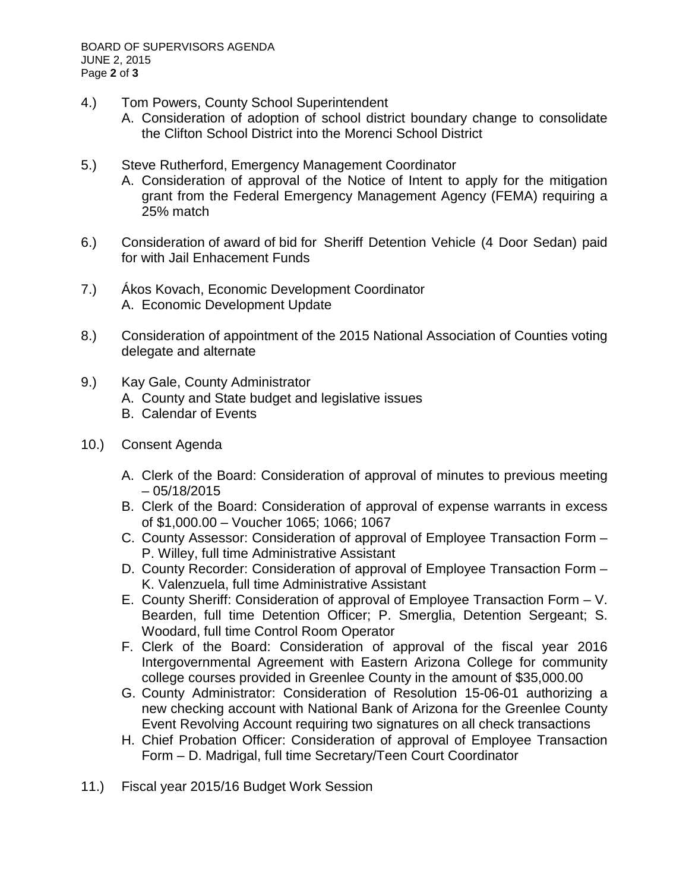4.) Tom Powers, County School Superintendent
   - A. Consideration of adoption of school district boundary change to consolidate the Clifton School District into the Morenci School District

5.) Steve Rutherford, Emergency Management Coordinator
   - A. Consideration of approval of the Notice of Intent to apply for the mitigation grant from the Federal Emergency Management Agency (FEMA) requiring a 25% match

6.) Consideration of award of bid for Sheriff Detention Vehicle (4 Door Sedan) paid for with Jail Enhacement Funds

7.) Ákos Kovach, Economic Development Coordinator
   - A. Economic Development Update

8.) Consideration of appointment of the 2015 National Association of Counties voting delegate and alternate

9.) Kay Gale, County Administrator
   - A. County and State budget and legislative issues
   - B. Calendar of Events

10.) Consent Agenda
   - A. Clerk of the Board: Consideration of approval of minutes to previous meeting – 05/18/2015
   - B. Clerk of the Board: Consideration of approval of expense warrants in excess of $1,000.00 – Voucher 1065; 1066; 1067
   - C. County Assessor: Consideration of approval of Employee Transaction Form – P. Willey, full time Administrative Assistant
   - D. County Recorder: Consideration of approval of Employee Transaction Form – K. Valenzuela, full time Administrative Assistant
   - E. County Sheriff: Consideration of approval of Employee Transaction Form – V. Bearden, full time Detention Officer; P. Smerglia, Detention Sergeant; S. Woodard, full time Control Room Operator
   - F. Clerk of the Board: Consideration of approval of the fiscal year 2016 Intergovernmental Agreement with Eastern Arizona College for community college courses provided in Greenlee County in the amount of $35,000.00
   - G. County Administrator: Consideration of Resolution 15-06-01 authorizing a new checking account with National Bank of Arizona for the Greenlee County Event Revolving Account requiring two signatures on all check transactions
   - H. Chief Probation Officer: Consideration of approval of Employee Transaction Form – D. Madrigal, full time Secretary/Teen Court Coordinator

11.) Fiscal year 2015/16 Budget Work Session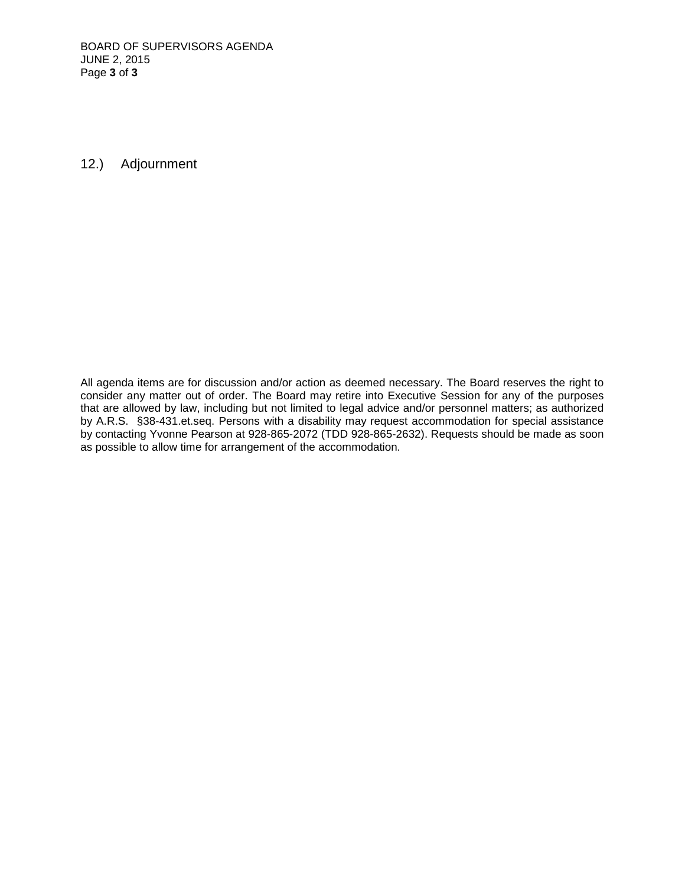12.) Adjournment

All agenda items are for discussion and/or action as deemed necessary. The Board reserves the right to consider any matter out of order. The Board may retire into Executive Session for any of the purposes that are allowed by law, including but not limited to legal advice and/or personnel matters; as authorized by A.R.S. §38-431.et.seq. Persons with a disability may request accommodation for special assistance by contacting Yvonne Pearson at 928-865-2072 (TDD 928-865-2632). Requests should be made as soon as possible to allow time for arrangement of the accommodation.